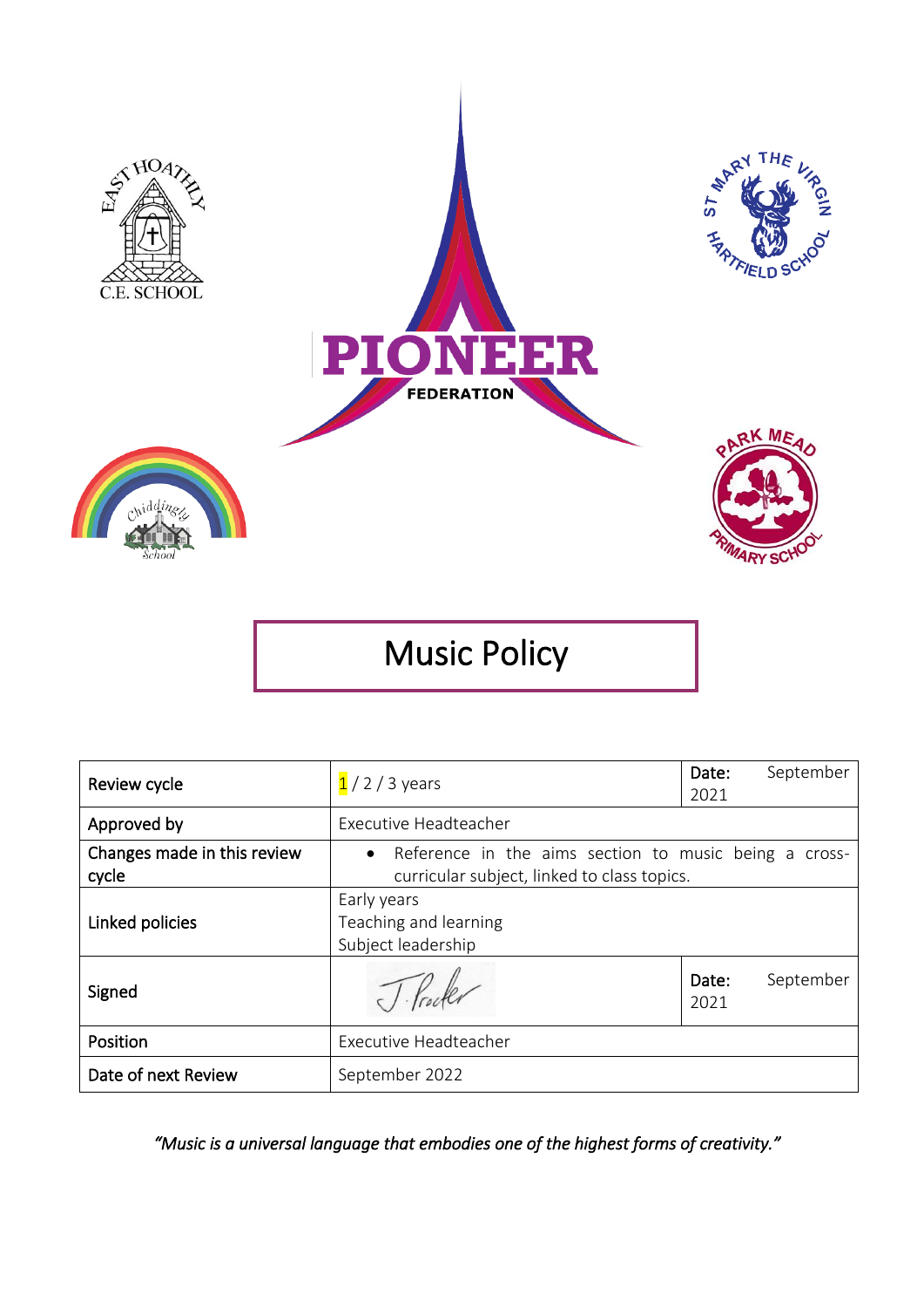EAST HOATHLY C.E. SCHOOL

ST MARY THE VIRGIN HARTFIELD SCHOOL

PIONEER FEDERATION

Chiddingly School

PARK MEAD PRIMARY SCHOOL

# Music Policy

| Review cycle | 1 / 2 / 3 years | Date: September 2021 |
| --- | --- | --- |
| Approved by | Executive Headteacher | |
| Changes made in this review cycle | • Reference in the aims section to music being a cross-curricular subject, linked to class topics. | |
| Linked policies | Early years<br>Teaching and learning<br>Subject leadership | |
| Signed | J. Procter | Date: September 2021 |
| Position | Executive Headteacher | |
| Date of next Review | September 2022 | |

*"Music is a universal language that embodies one of the highest forms of creativity."*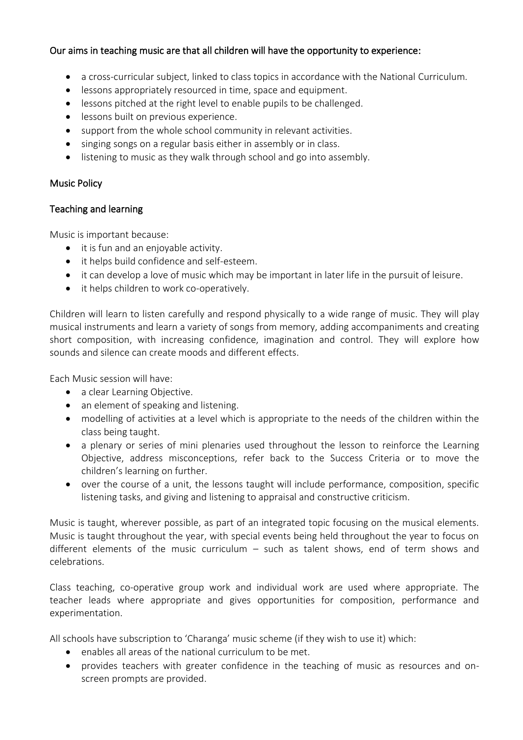## Our aims in teaching music are that all children will have the opportunity to experience:

- a cross-curricular subject, linked to class topics in accordance with the National Curriculum.
- lessons appropriately resourced in time, space and equipment.
- lessons pitched at the right level to enable pupils to be challenged.
- lessons built on previous experience.
- support from the whole school community in relevant activities.
- singing songs on a regular basis either in assembly or in class.
- listening to music as they walk through school and go into assembly.

## Music Policy

## Teaching and learning

Music is important because:

- it is fun and an enjoyable activity.
- it helps build confidence and self-esteem.
- it can develop a love of music which may be important in later life in the pursuit of leisure.
- it helps children to work co-operatively.

Children will learn to listen carefully and respond physically to a wide range of music. They will play musical instruments and learn a variety of songs from memory, adding accompaniments and creating short composition, with increasing confidence, imagination and control. They will explore how sounds and silence can create moods and different effects.

Each Music session will have:

- a clear Learning Objective.
- an element of speaking and listening.
- modelling of activities at a level which is appropriate to the needs of the children within the class being taught.
- a plenary or series of mini plenaries used throughout the lesson to reinforce the Learning Objective, address misconceptions, refer back to the Success Criteria or to move the children's learning on further.
- over the course of a unit, the lessons taught will include performance, composition, specific listening tasks, and giving and listening to appraisal and constructive criticism.

Music is taught, wherever possible, as part of an integrated topic focusing on the musical elements. Music is taught throughout the year, with special events being held throughout the year to focus on different elements of the music curriculum – such as talent shows, end of term shows and celebrations.

Class teaching, co-operative group work and individual work are used where appropriate. The teacher leads where appropriate and gives opportunities for composition, performance and experimentation.

All schools have subscription to 'Charanga' music scheme (if they wish to use it) which:

- enables all areas of the national curriculum to be met.
- provides teachers with greater confidence in the teaching of music as resources and on-screen prompts are provided.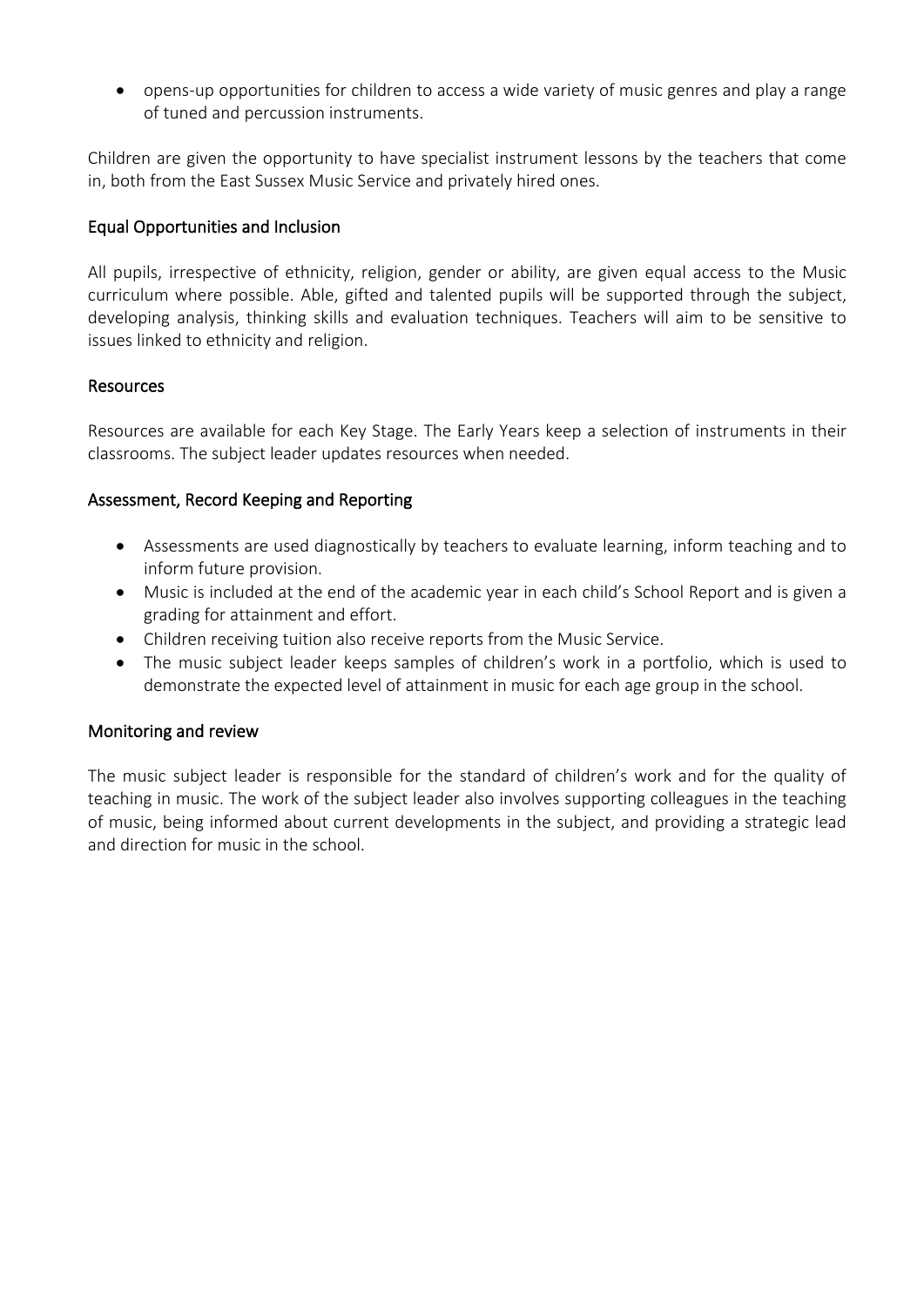- opens-up opportunities for children to access a wide variety of music genres and play a range of tuned and percussion instruments.

Children are given the opportunity to have specialist instrument lessons by the teachers that come in, both from the East Sussex Music Service and privately hired ones.

## Equal Opportunities and Inclusion

All pupils, irrespective of ethnicity, religion, gender or ability, are given equal access to the Music curriculum where possible. Able, gifted and talented pupils will be supported through the subject, developing analysis, thinking skills and evaluation techniques. Teachers will aim to be sensitive to issues linked to ethnicity and religion.

## Resources

Resources are available for each Key Stage. The Early Years keep a selection of instruments in their classrooms. The subject leader updates resources when needed.

## Assessment, Record Keeping and Reporting

- Assessments are used diagnostically by teachers to evaluate learning, inform teaching and to inform future provision.
- Music is included at the end of the academic year in each child's School Report and is given a grading for attainment and effort.
- Children receiving tuition also receive reports from the Music Service.
- The music subject leader keeps samples of children's work in a portfolio, which is used to demonstrate the expected level of attainment in music for each age group in the school.

## Monitoring and review

The music subject leader is responsible for the standard of children's work and for the quality of teaching in music. The work of the subject leader also involves supporting colleagues in the teaching of music, being informed about current developments in the subject, and providing a strategic lead and direction for music in the school.